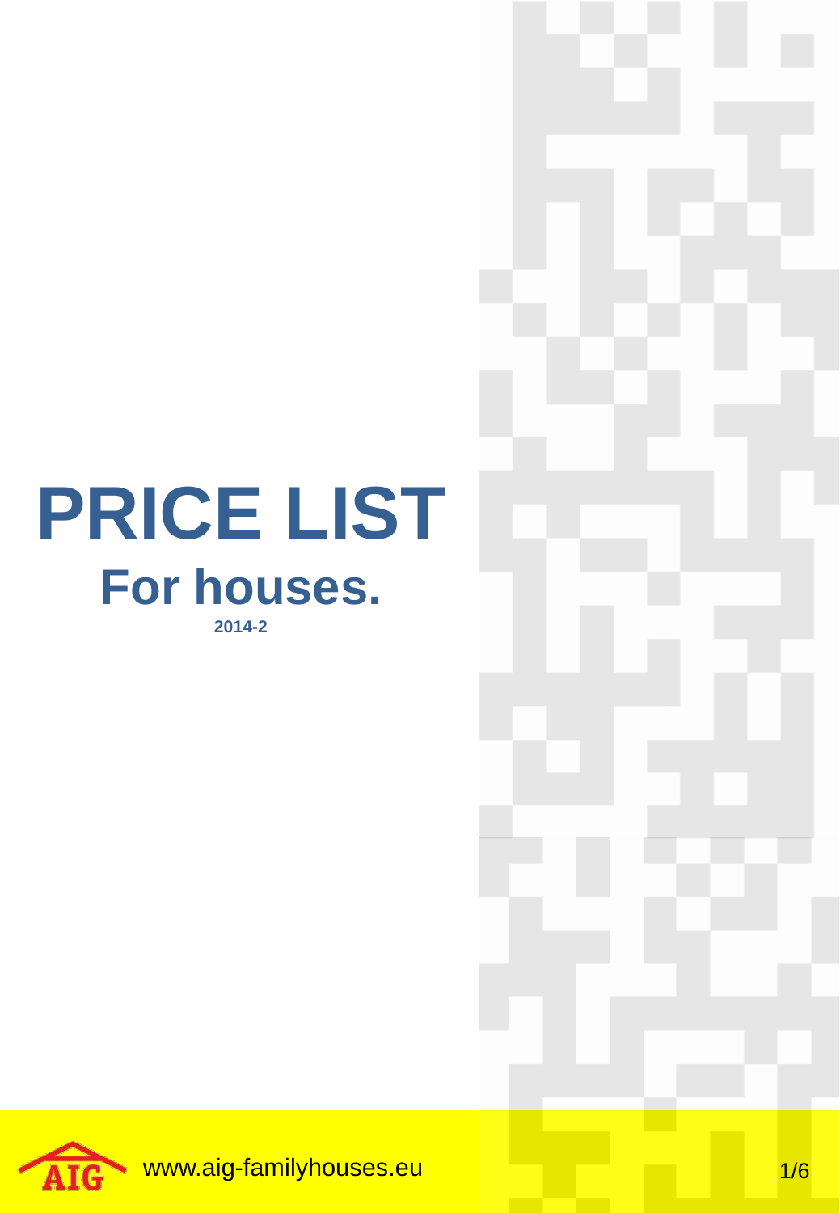# PRICE LIST

## For houses.

**2014-2**

www.aig-familyhouses.eu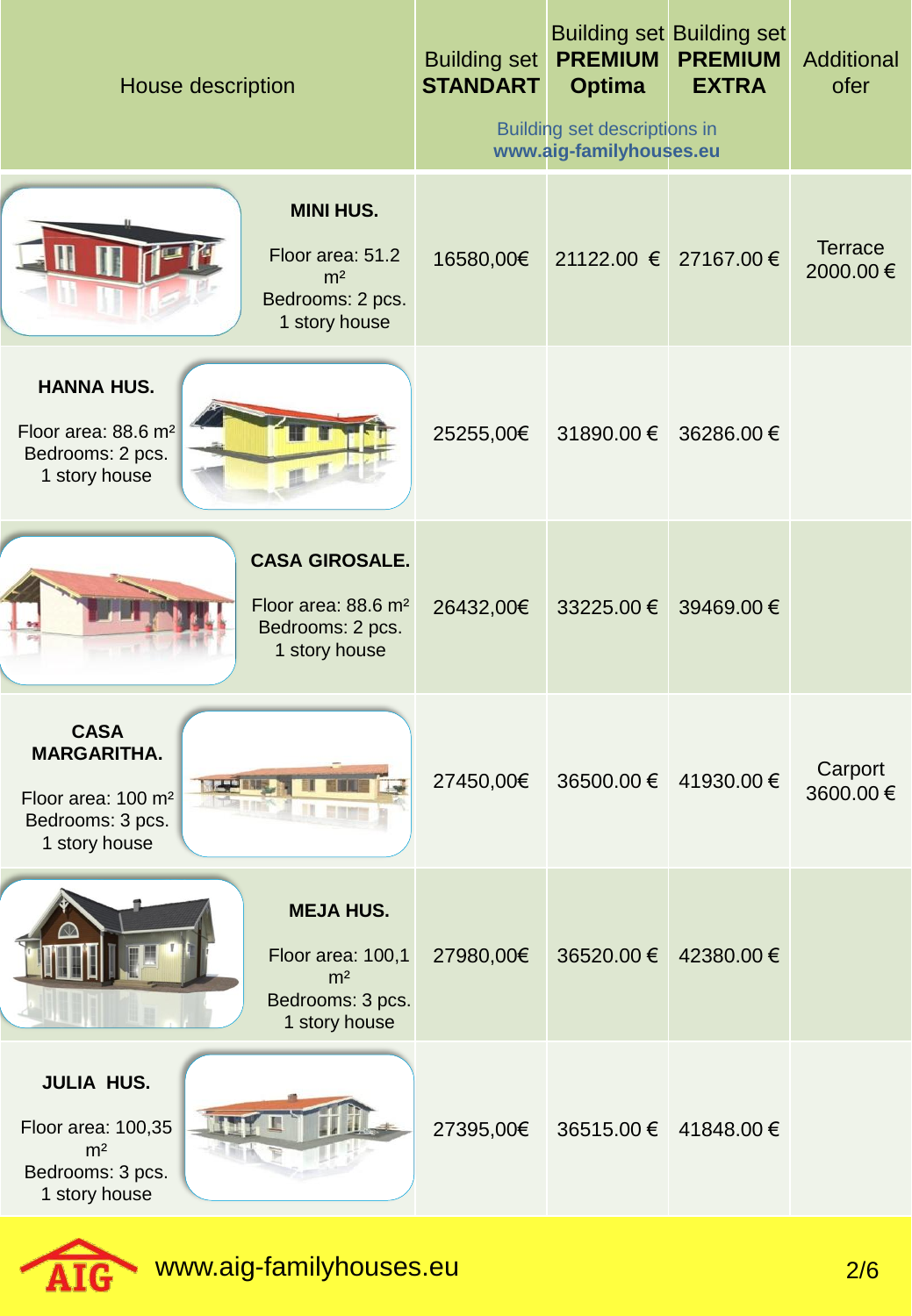| House description | Building set **STANDART** | Building set **PREMIUM Optima** | Building set **PREMIUM EXTRA** | Additional ofer |
|---|---|---|---|---|
| | | Building set descriptions in **www.aig-familyhouses.eu** | | |
| **MINI HUS.** Floor area: 51.2 m² Bedrooms: 2 pcs. 1 story house | 16580,00€ | 21122.00 € | 27167.00 € | Terrace 2000.00 € |
| **HANNA HUS.** Floor area: 88.6 m² Bedrooms: 2 pcs. 1 story house | 25255,00€ | 31890.00 € | 36286.00 € | |
| **CASA GIROSALE.** Floor area: 88.6 m² Bedrooms: 2 pcs. 1 story house | 26432,00€ | 33225.00 € | 39469.00 € | |
| **CASA MARGARITHA.** Floor area: 100 m² Bedrooms: 3 pcs. 1 story house | 27450,00€ | 36500.00 € | 41930.00 € | Carport 3600.00 € |
| **MEJA HUS.** Floor area: 100,1 m² Bedrooms: 3 pcs. 1 story house | 27980,00€ | 36520.00 € | 42380.00 € | |
| **JULIA HUS.** Floor area: 100,35 m² Bedrooms: 3 pcs. 1 story house | 27395,00€ | 36515.00 € | 41848.00 € | |

AIG www.aig-familyhouses.eu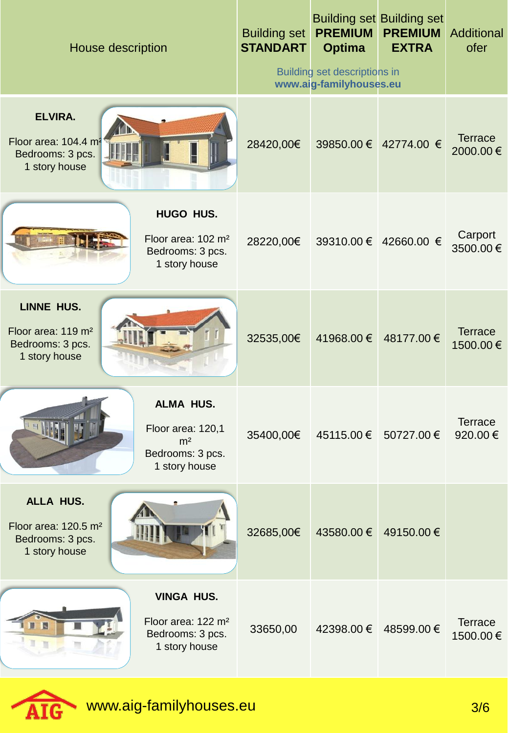| House description | Building set **STANDART** | Building set **PREMIUM Optima** | Building set **PREMIUM EXTRA** | Additional ofer |
|---|---|---|---|---|
| | Building set descriptions in **www.aig-familyhouses.eu** | | | |
| **ELVIRA.** Floor area: 104.4 m² Bedrooms: 3 pcs. 1 story house | 28420,00€ | 39850.00 € | 42774.00 € | Terrace 2000.00 € |
| **HUGO HUS.** Floor area: 102 m² Bedrooms: 3 pcs. 1 story house | 28220,00€ | 39310.00 € | 42660.00 € | Carport 3500.00 € |
| **LINNE HUS.** Floor area: 119 m² Bedrooms: 3 pcs. 1 story house | 32535,00€ | 41968.00 € | 48177.00 € | Terrace 1500.00 € |
| **ALMA HUS.** Floor area: 120,1 m² Bedrooms: 3 pcs. 1 story house | 35400,00€ | 45115.00 € | 50727.00 € | Terrace 920.00 € |
| **ALLA HUS.** Floor area: 120.5 m² Bedrooms: 3 pcs. 1 story house | 32685,00€ | 43580.00 € | 49150.00 € | |
| **VINGA HUS.** Floor area: 122 m² Bedrooms: 3 pcs. 1 story house | 33650,00 | 42398.00 € | 48599.00 € | Terrace 1500.00 € |

AIG www.aig-familyhouses.eu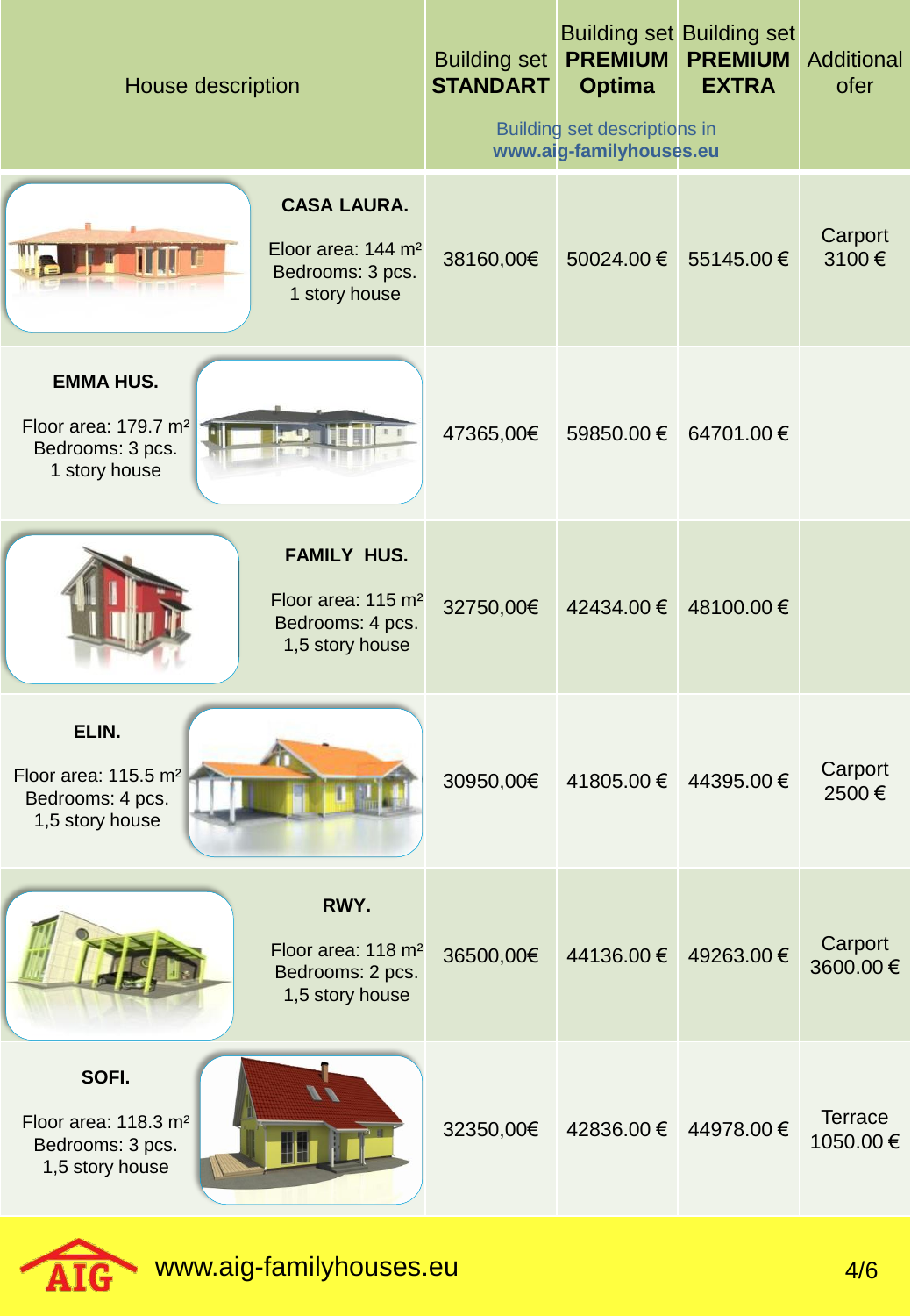| House description | Building set **STANDART** | Building set **PREMIUM Optima** | Building set **PREMIUM EXTRA** | Additional ofer |
|---|---|---|---|---|
| | Building set descriptions in **www.aig-familyhouses.eu** | | | |
| **CASA LAURA.** Floor area: 144 m² Bedrooms: 3 pcs. 1 story house | 38160,00€ | 50024.00 € | 55145.00 € | Carport 3100 € |
| **EMMA HUS.** Floor area: 179.7 m² Bedrooms: 3 pcs. 1 story house | 47365,00€ | 59850.00 € | 64701.00 € | |
| **FAMILY HUS.** Floor area: 115 m² Bedrooms: 4 pcs. 1,5 story house | 32750,00€ | 42434.00 € | 48100.00 € | |
| **ELIN.** Floor area: 115.5 m² Bedrooms: 4 pcs. 1,5 story house | 30950,00€ | 41805.00 € | 44395.00 € | Carport 2500 € |
| **RWY.** Floor area: 118 m² Bedrooms: 2 pcs. 1,5 story house | 36500,00€ | 44136.00 € | 49263.00 € | Carport 3600.00 € |
| **SOFI.** Floor area: 118.3 m² Bedrooms: 3 pcs. 1,5 story house | 32350,00€ | 42836.00 € | 44978.00 € | Terrace 1050.00 € |

AIG www.aig-familyhouses.eu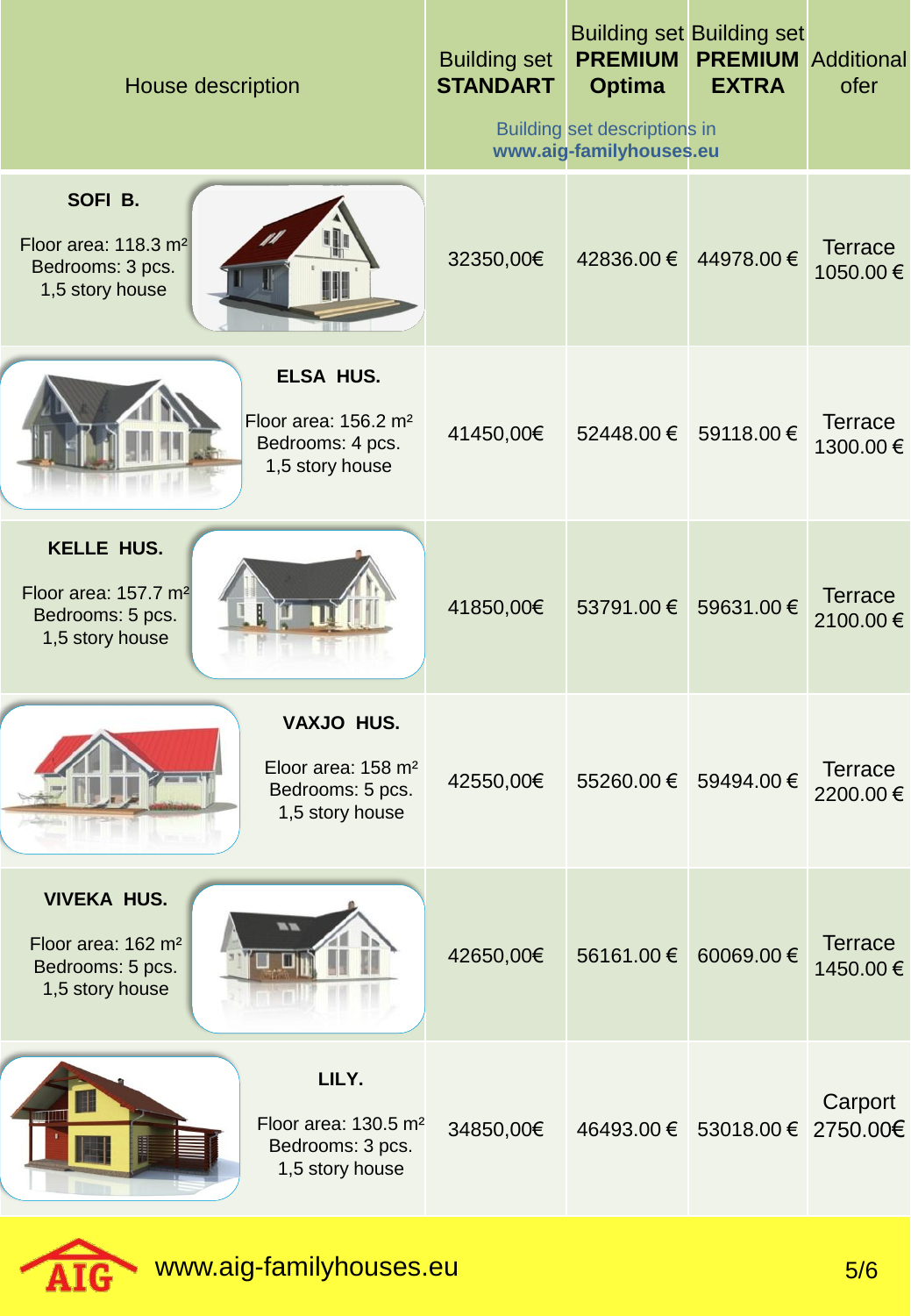| House description | Building set **STANDART** | Building set **PREMIUM Optima** | Building set **PREMIUM EXTRA** | Additional ofer |
|---|---|---|---|---|
| | Building set descriptions in **www.aig-familyhouses.eu** | | | |
| **SOFI B.** Floor area: 118.3 m² Bedrooms: 3 pcs. 1,5 story house | 32350,00€ | 42836.00 € | 44978.00 € | Terrace 1050.00 € |
| **ELSA HUS.** Floor area: 156.2 m² Bedrooms: 4 pcs. 1,5 story house | 41450,00€ | 52448.00 € | 59118.00 € | Terrace 1300.00 € |
| **KELLE HUS.** Floor area: 157.7 m² Bedrooms: 5 pcs. 1,5 story house | 41850,00€ | 53791.00 € | 59631.00 € | Terrace 2100.00 € |
| **VAXJO HUS.** Eloor area: 158 m² Bedrooms: 5 pcs. 1,5 story house | 42550,00€ | 55260.00 € | 59494.00 € | Terrace 2200.00 € |
| **VIVEKA HUS.** Floor area: 162 m² Bedrooms: 5 pcs. 1,5 story house | 42650,00€ | 56161.00 € | 60069.00 € | Terrace 1450.00 € |
| **LILY.** Floor area: 130.5 m² Bedrooms: 3 pcs. 1,5 story house | 34850,00€ | 46493.00 € | 53018.00 € | Carport 2750.00€ |

AIG www.aig-familyhouses.eu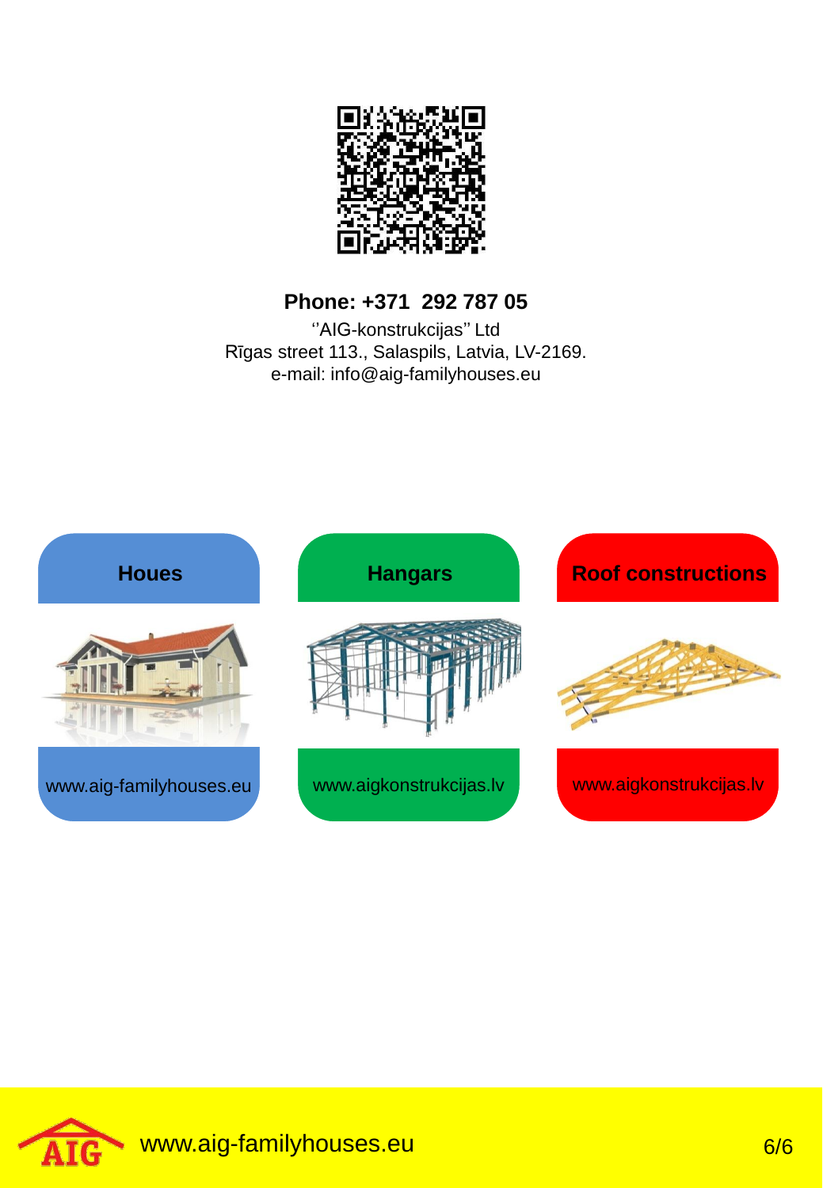**Phone: +371  292 787 05**

''AIG-konstrukcijas'' Ltd
Rīgas street 113., Salaspils, Latvia, LV-2169.
e-mail: info@aig-familyhouses.eu

**Houes**

www.aig-familyhouses.eu

**Hangars**

www.aigkonstrukcijas.lv

**Roof constructions**

www.aigkonstrukcijas.lv

AIG www.aig-familyhouses.eu